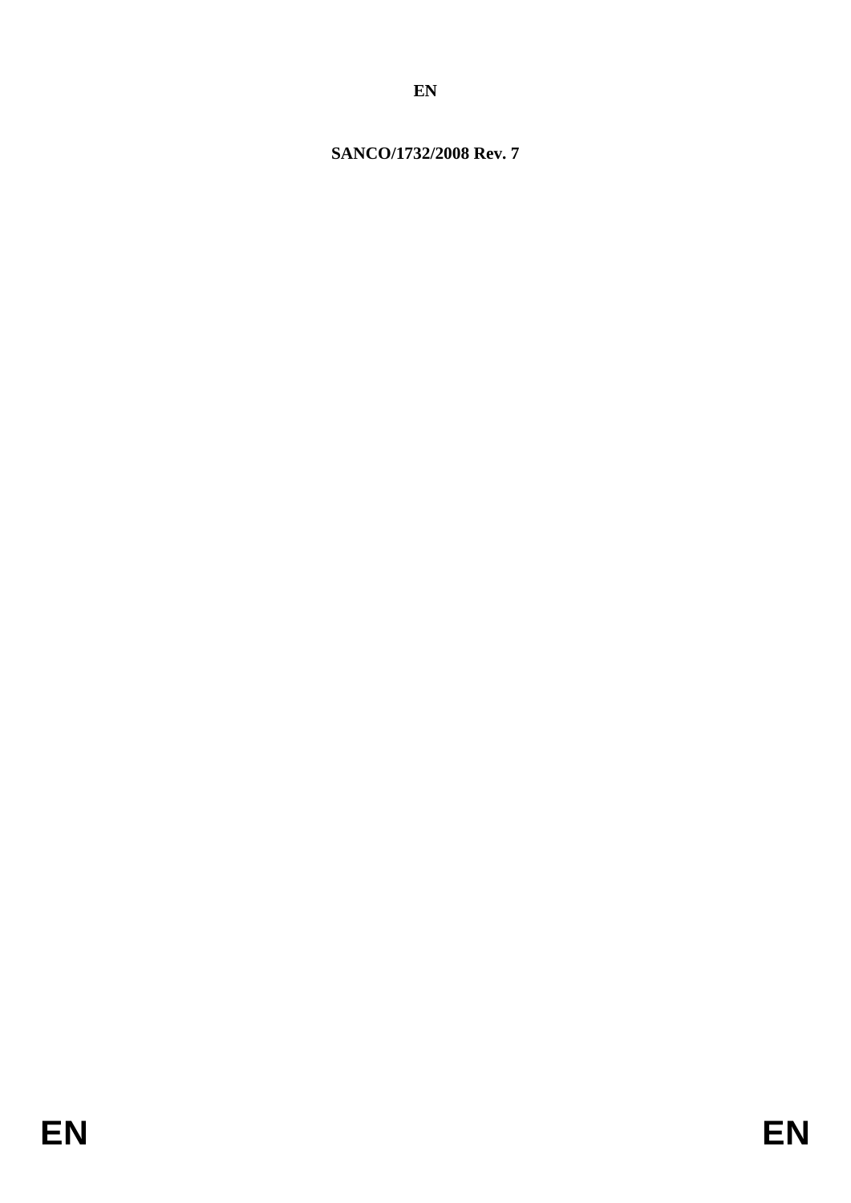**EN**

**SANCO/1732/2008 Rev. 7**

**EN** **EN**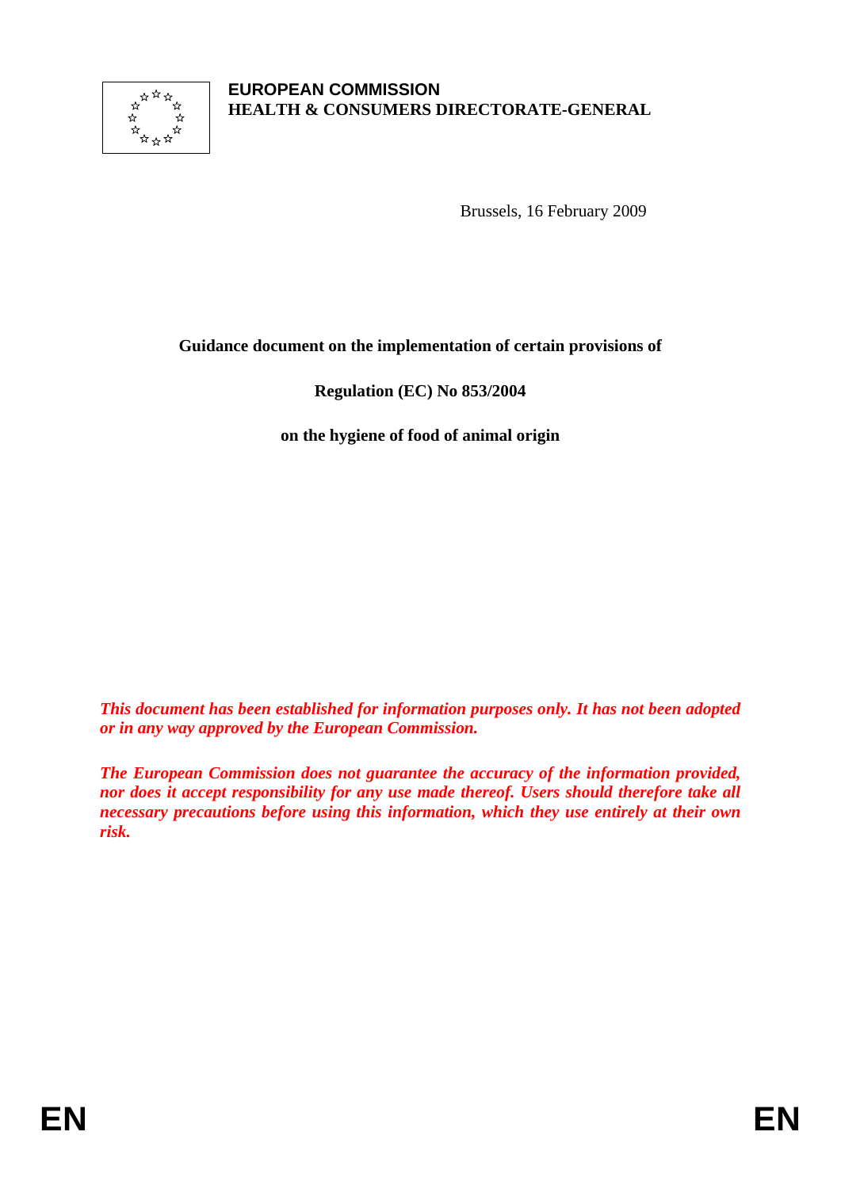**EUROPEAN COMMISSION**
**HEALTH & CONSUMERS DIRECTORATE-GENERAL**

Brussels, 16 February 2009

**Guidance document on the implementation of certain provisions of**

**Regulation (EC) No 853/2004**

**on the hygiene of food of animal origin**

***This document has been established for information purposes only. It has not been adopted or in any way approved by the European Commission.***

***The European Commission does not guarantee the accuracy of the information provided, nor does it accept responsibility for any use made thereof. Users should therefore take all necessary precautions before using this information, which they use entirely at their own risk.***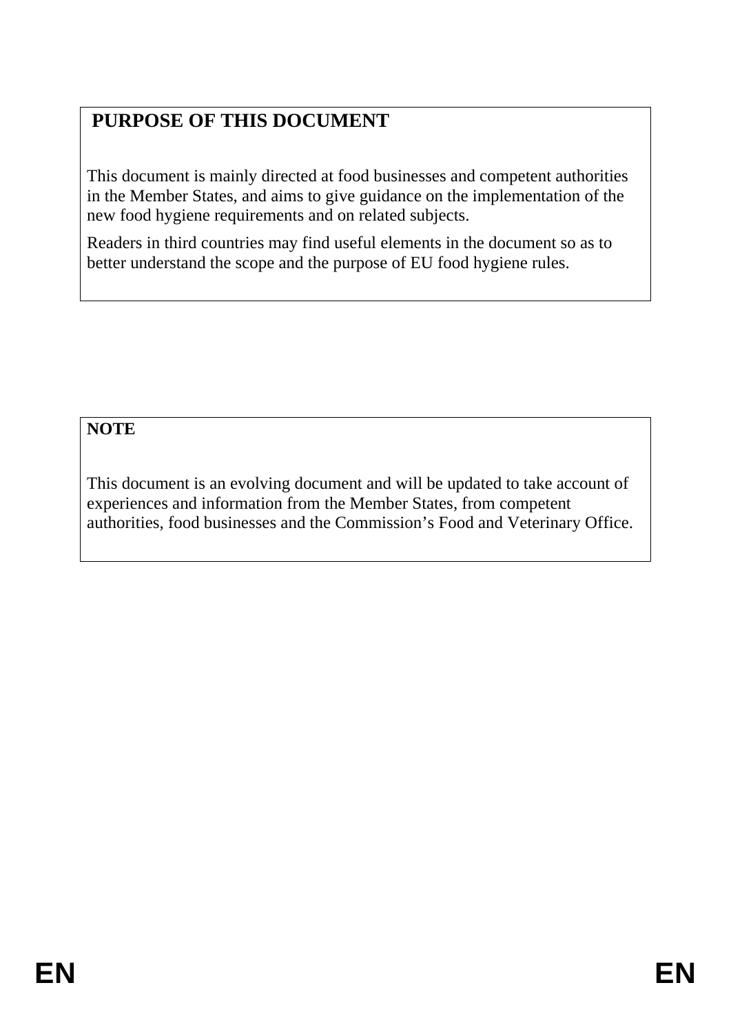## PURPOSE OF THIS DOCUMENT

This document is mainly directed at food businesses and competent authorities in the Member States, and aims to give guidance on the implementation of the new food hygiene requirements and on related subjects.

Readers in third countries may find useful elements in the document so as to better understand the scope and the purpose of EU food hygiene rules.

**NOTE**

This document is an evolving document and will be updated to take account of experiences and information from the Member States, from competent authorities, food businesses and the Commission's Food and Veterinary Office.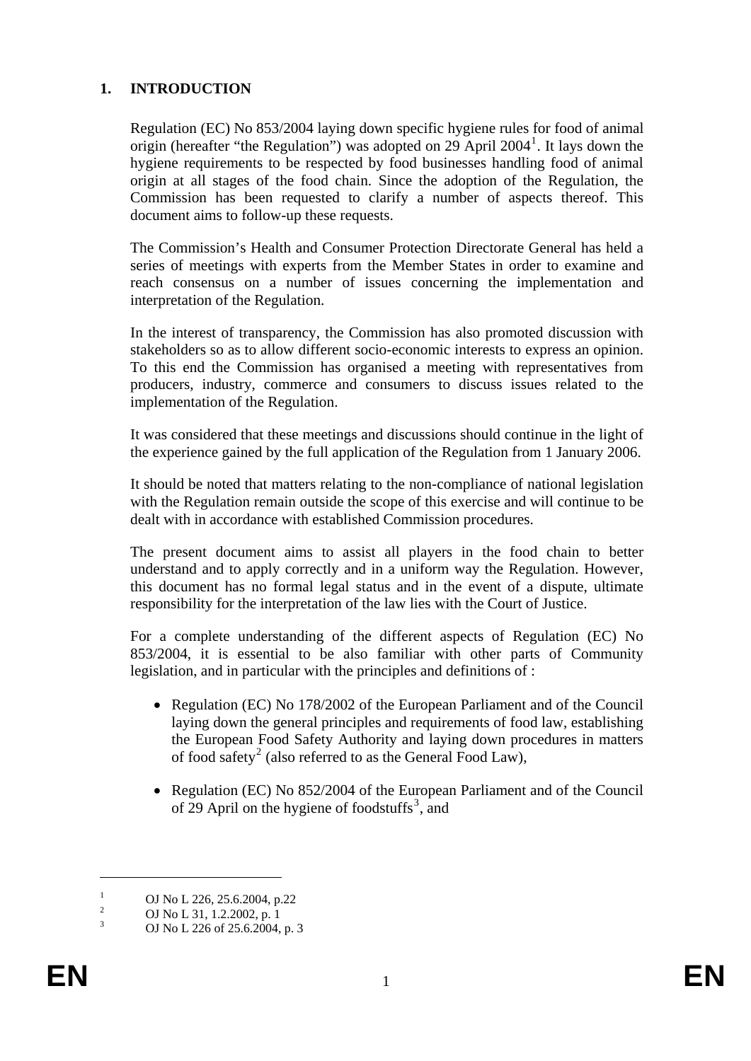## 1. INTRODUCTION

Regulation (EC) No 853/2004 laying down specific hygiene rules for food of animal origin (hereafter "the Regulation") was adopted on 29 April 2004[1]. It lays down the hygiene requirements to be respected by food businesses handling food of animal origin at all stages of the food chain. Since the adoption of the Regulation, the Commission has been requested to clarify a number of aspects thereof. This document aims to follow-up these requests.

The Commission's Health and Consumer Protection Directorate General has held a series of meetings with experts from the Member States in order to examine and reach consensus on a number of issues concerning the implementation and interpretation of the Regulation.

In the interest of transparency, the Commission has also promoted discussion with stakeholders so as to allow different socio-economic interests to express an opinion. To this end the Commission has organised a meeting with representatives from producers, industry, commerce and consumers to discuss issues related to the implementation of the Regulation.

It was considered that these meetings and discussions should continue in the light of the experience gained by the full application of the Regulation from 1 January 2006.

It should be noted that matters relating to the non-compliance of national legislation with the Regulation remain outside the scope of this exercise and will continue to be dealt with in accordance with established Commission procedures.

The present document aims to assist all players in the food chain to better understand and to apply correctly and in a uniform way the Regulation. However, this document has no formal legal status and in the event of a dispute, ultimate responsibility for the interpretation of the law lies with the Court of Justice.

For a complete understanding of the different aspects of Regulation (EC) No 853/2004, it is essential to be also familiar with other parts of Community legislation, and in particular with the principles and definitions of :

- Regulation (EC) No 178/2002 of the European Parliament and of the Council laying down the general principles and requirements of food law, establishing the European Food Safety Authority and laying down procedures in matters of food safety[2] (also referred to as the General Food Law),
- Regulation (EC) No 852/2004 of the European Parliament and of the Council of 29 April on the hygiene of foodstuffs[3], and

---

[1] OJ No L 226, 25.6.2004, p.22

[2] OJ No L 31, 1.2.2002, p. 1

[3] OJ No L 226 of 25.6.2004, p. 3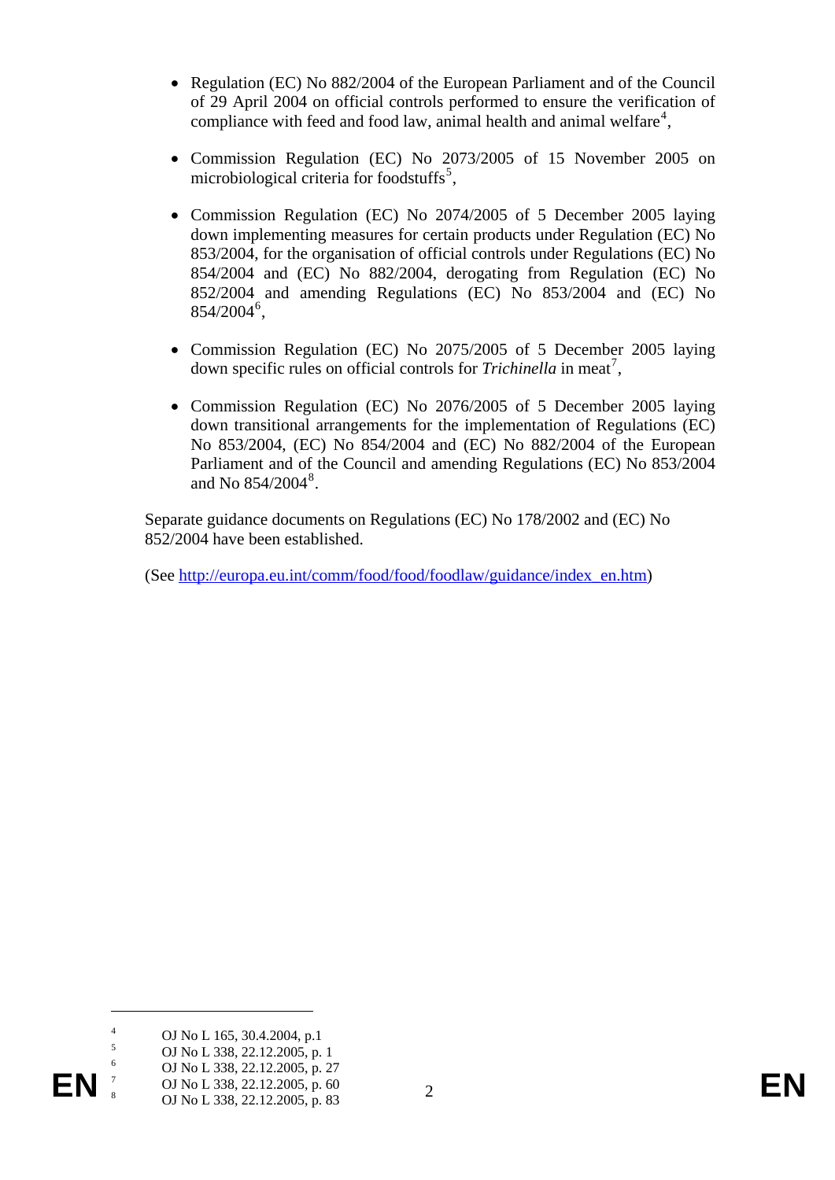- Regulation (EC) No 882/2004 of the European Parliament and of the Council of 29 April 2004 on official controls performed to ensure the verification of compliance with feed and food law, animal health and animal welfare[4],

- Commission Regulation (EC) No 2073/2005 of 15 November 2005 on microbiological criteria for foodstuffs[5],

- Commission Regulation (EC) No 2074/2005 of 5 December 2005 laying down implementing measures for certain products under Regulation (EC) No 853/2004, for the organisation of official controls under Regulations (EC) No 854/2004 and (EC) No 882/2004, derogating from Regulation (EC) No 852/2004 and amending Regulations (EC) No 853/2004 and (EC) No 854/2004[6],

- Commission Regulation (EC) No 2075/2005 of 5 December 2005 laying down specific rules on official controls for *Trichinella* in meat[7],

- Commission Regulation (EC) No 2076/2005 of 5 December 2005 laying down transitional arrangements for the implementation of Regulations (EC) No 853/2004, (EC) No 854/2004 and (EC) No 882/2004 of the European Parliament and of the Council and amending Regulations (EC) No 853/2004 and No 854/2004[8].

Separate guidance documents on Regulations (EC) No 178/2002 and (EC) No 852/2004 have been established.

(See http://europa.eu.int/comm/food/food/foodlaw/guidance/index_en.htm)

---

[4] OJ No L 165, 30.4.2004, p.1

[5] OJ No L 338, 22.12.2005, p. 1

[6] OJ No L 338, 22.12.2005, p. 27

[7] OJ No L 338, 22.12.2005, p. 60

[8] OJ No L 338, 22.12.2005, p. 83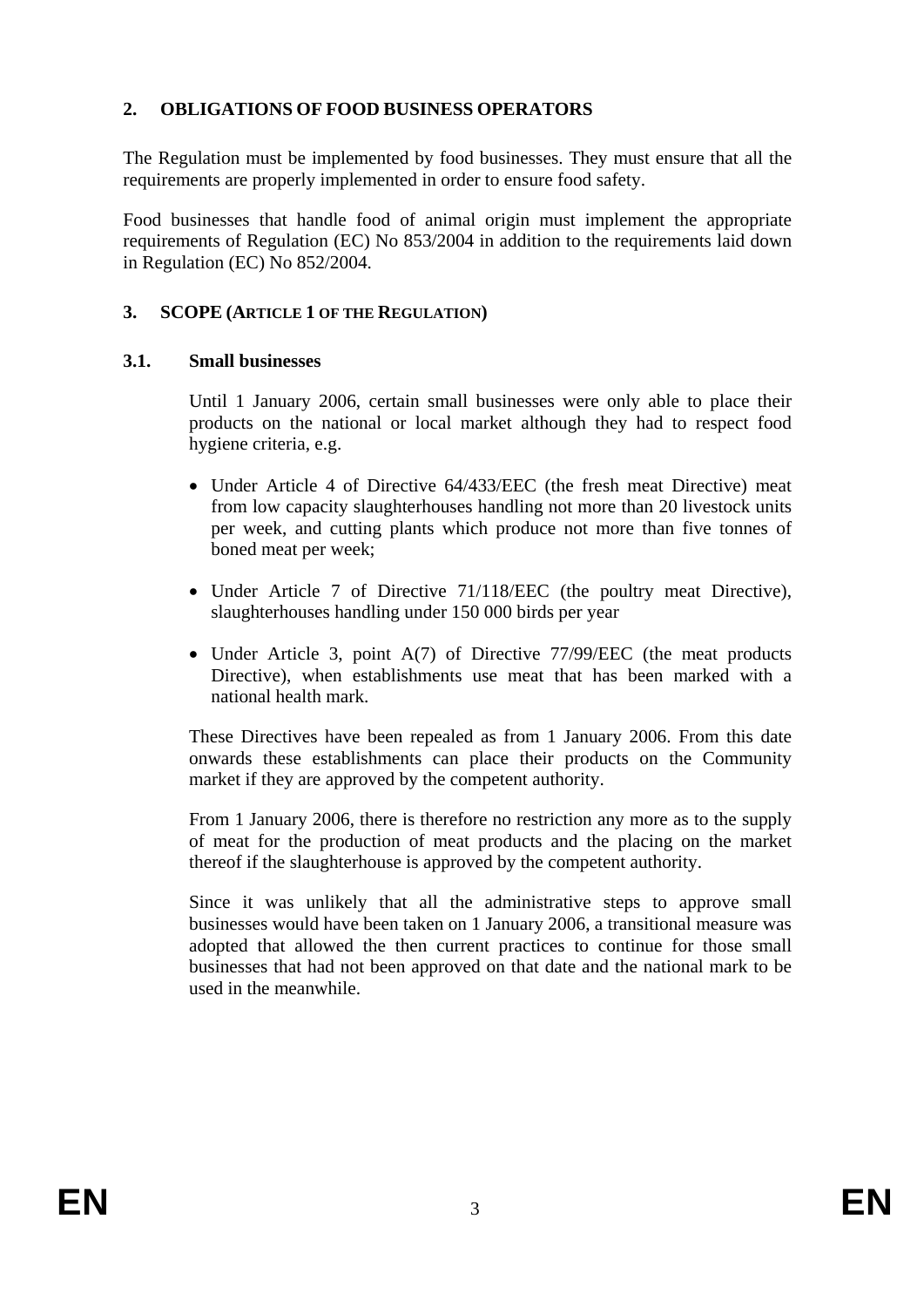## 2. OBLIGATIONS OF FOOD BUSINESS OPERATORS

The Regulation must be implemented by food businesses. They must ensure that all the requirements are properly implemented in order to ensure food safety.

Food businesses that handle food of animal origin must implement the appropriate requirements of Regulation (EC) No 853/2004 in addition to the requirements laid down in Regulation (EC) No 852/2004.

## 3. SCOPE (ARTICLE 1 OF THE REGULATION)

### 3.1. Small businesses

Until 1 January 2006, certain small businesses were only able to place their products on the national or local market although they had to respect food hygiene criteria, e.g.

- Under Article 4 of Directive 64/433/EEC (the fresh meat Directive) meat from low capacity slaughterhouses handling not more than 20 livestock units per week, and cutting plants which produce not more than five tonnes of boned meat per week;
- Under Article 7 of Directive 71/118/EEC (the poultry meat Directive), slaughterhouses handling under 150 000 birds per year
- Under Article 3, point A(7) of Directive 77/99/EEC (the meat products Directive), when establishments use meat that has been marked with a national health mark.

These Directives have been repealed as from 1 January 2006. From this date onwards these establishments can place their products on the Community market if they are approved by the competent authority.

From 1 January 2006, there is therefore no restriction any more as to the supply of meat for the production of meat products and the placing on the market thereof if the slaughterhouse is approved by the competent authority.

Since it was unlikely that all the administrative steps to approve small businesses would have been taken on 1 January 2006, a transitional measure was adopted that allowed the then current practices to continue for those small businesses that had not been approved on that date and the national mark to be used in the meanwhile.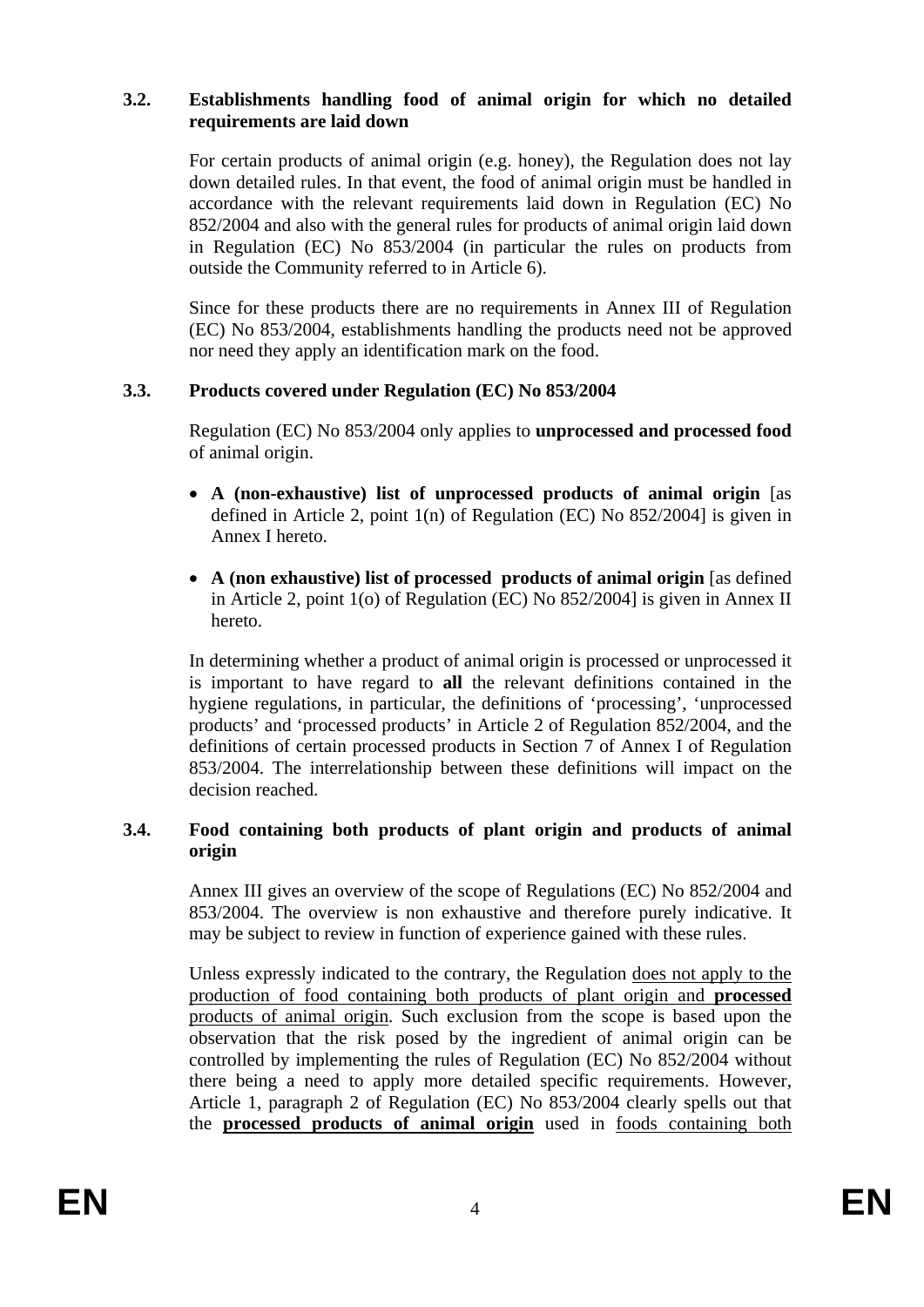### 3.2. Establishments handling food of animal origin for which no detailed requirements are laid down

For certain products of animal origin (e.g. honey), the Regulation does not lay down detailed rules. In that event, the food of animal origin must be handled in accordance with the relevant requirements laid down in Regulation (EC) No 852/2004 and also with the general rules for products of animal origin laid down in Regulation (EC) No 853/2004 (in particular the rules on products from outside the Community referred to in Article 6).

Since for these products there are no requirements in Annex III of Regulation (EC) No 853/2004, establishments handling the products need not be approved nor need they apply an identification mark on the food.

### 3.3. Products covered under Regulation (EC) No 853/2004

Regulation (EC) No 853/2004 only applies to **unprocessed and processed food** of animal origin.

- **A (non-exhaustive) list of unprocessed products of animal origin** [as defined in Article 2, point 1(n) of Regulation (EC) No 852/2004] is given in Annex I hereto.
- **A (non exhaustive) list of processed products of animal origin** [as defined in Article 2, point 1(o) of Regulation (EC) No 852/2004] is given in Annex II hereto.

In determining whether a product of animal origin is processed or unprocessed it is important to have regard to **all** the relevant definitions contained in the hygiene regulations, in particular, the definitions of 'processing', 'unprocessed products' and 'processed products' in Article 2 of Regulation 852/2004, and the definitions of certain processed products in Section 7 of Annex I of Regulation 853/2004. The interrelationship between these definitions will impact on the decision reached.

### 3.4. Food containing both products of plant origin and products of animal origin

Annex III gives an overview of the scope of Regulations (EC) No 852/2004 and 853/2004. The overview is non exhaustive and therefore purely indicative. It may be subject to review in function of experience gained with these rules.

Unless expressly indicated to the contrary, the Regulation <u>does not apply to the production of food containing both products of plant origin and **processed** products of animal origin</u>. Such exclusion from the scope is based upon the observation that the risk posed by the ingredient of animal origin can be controlled by implementing the rules of Regulation (EC) No 852/2004 without there being a need to apply more detailed specific requirements. However, Article 1, paragraph 2 of Regulation (EC) No 853/2004 clearly spells out that the <u>**processed products of animal origin**</u> used in <u>foods containing both</u>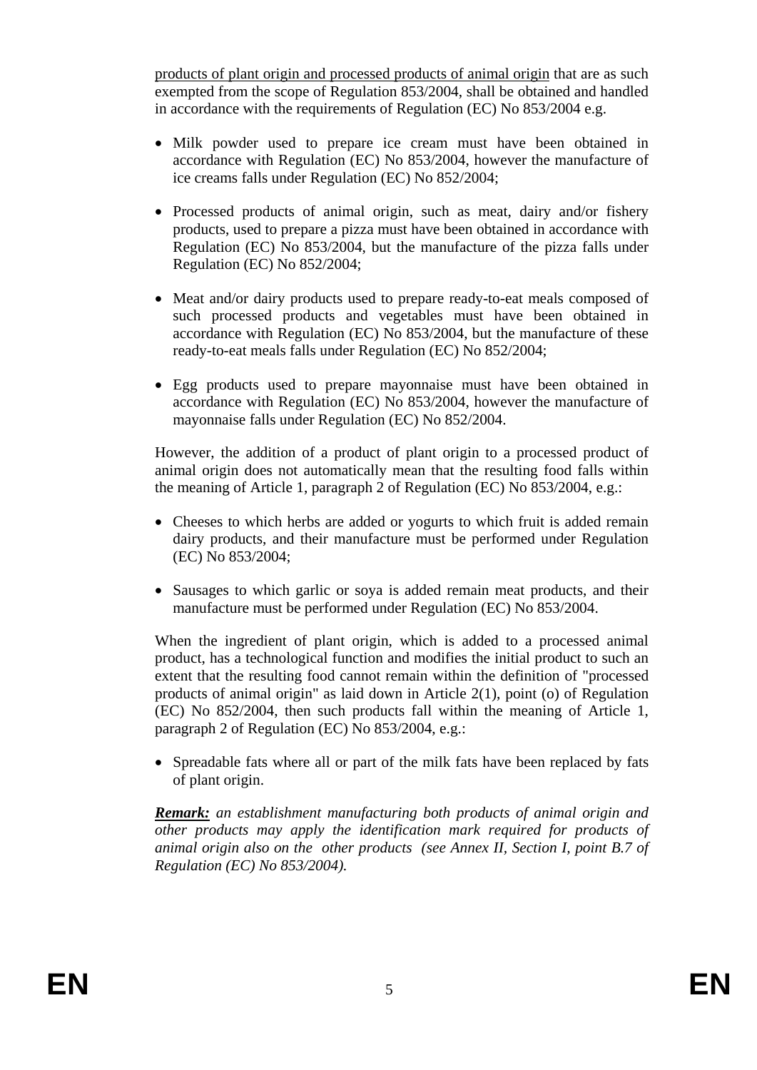products of plant origin and processed products of animal origin that are as such exempted from the scope of Regulation 853/2004, shall be obtained and handled in accordance with the requirements of Regulation (EC) No 853/2004 e.g.

- Milk powder used to prepare ice cream must have been obtained in accordance with Regulation (EC) No 853/2004, however the manufacture of ice creams falls under Regulation (EC) No 852/2004;
- Processed products of animal origin, such as meat, dairy and/or fishery products, used to prepare a pizza must have been obtained in accordance with Regulation (EC) No 853/2004, but the manufacture of the pizza falls under Regulation (EC) No 852/2004;
- Meat and/or dairy products used to prepare ready-to-eat meals composed of such processed products and vegetables must have been obtained in accordance with Regulation (EC) No 853/2004, but the manufacture of these ready-to-eat meals falls under Regulation (EC) No 852/2004;
- Egg products used to prepare mayonnaise must have been obtained in accordance with Regulation (EC) No 853/2004, however the manufacture of mayonnaise falls under Regulation (EC) No 852/2004.

However, the addition of a product of plant origin to a processed product of animal origin does not automatically mean that the resulting food falls within the meaning of Article 1, paragraph 2 of Regulation (EC) No 853/2004, e.g.:

- Cheeses to which herbs are added or yogurts to which fruit is added remain dairy products, and their manufacture must be performed under Regulation (EC) No 853/2004;
- Sausages to which garlic or soya is added remain meat products, and their manufacture must be performed under Regulation (EC) No 853/2004.

When the ingredient of plant origin, which is added to a processed animal product, has a technological function and modifies the initial product to such an extent that the resulting food cannot remain within the definition of "processed products of animal origin" as laid down in Article 2(1), point (o) of Regulation (EC) No 852/2004, then such products fall within the meaning of Article 1, paragraph 2 of Regulation (EC) No 853/2004, e.g.:

- Spreadable fats where all or part of the milk fats have been replaced by fats of plant origin.

***Remark:*** *an establishment manufacturing both products of animal origin and other products may apply the identification mark required for products of animal origin also on the other products (see Annex II, Section I, point B.7 of Regulation (EC) No 853/2004).*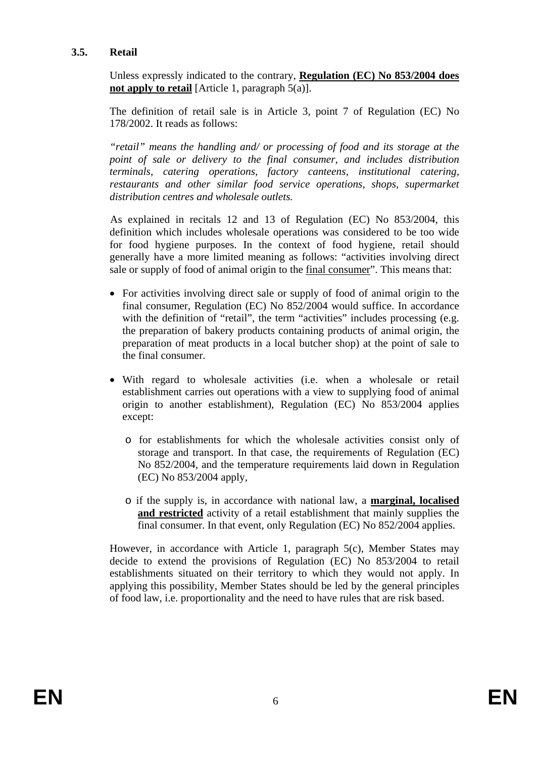### 3.5. Retail

Unless expressly indicated to the contrary, **Regulation (EC) No 853/2004 does not apply to retail** [Article 1, paragraph 5(a)].

The definition of retail sale is in Article 3, point 7 of Regulation (EC) No 178/2002. It reads as follows:

*"retail" means the handling and/ or processing of food and its storage at the point of sale or delivery to the final consumer, and includes distribution terminals, catering operations, factory canteens, institutional catering, restaurants and other similar food service operations, shops, supermarket distribution centres and wholesale outlets.*

As explained in recitals 12 and 13 of Regulation (EC) No 853/2004, this definition which includes wholesale operations was considered to be too wide for food hygiene purposes. In the context of food hygiene, retail should generally have a more limited meaning as follows: "activities involving direct sale or supply of food of animal origin to the final consumer". This means that:

- For activities involving direct sale or supply of food of animal origin to the final consumer, Regulation (EC) No 852/2004 would suffice. In accordance with the definition of "retail", the term "activities" includes processing (e.g. the preparation of bakery products containing products of animal origin, the preparation of meat products in a local butcher shop) at the point of sale to the final consumer.

- With regard to wholesale activities (i.e. when a wholesale or retail establishment carries out operations with a view to supplying food of animal origin to another establishment), Regulation (EC) No 853/2004 applies except:

  - for establishments for which the wholesale activities consist only of storage and transport. In that case, the requirements of Regulation (EC) No 852/2004, and the temperature requirements laid down in Regulation (EC) No 853/2004 apply,

  - if the supply is, in accordance with national law, a **marginal, localised and restricted** activity of a retail establishment that mainly supplies the final consumer. In that event, only Regulation (EC) No 852/2004 applies.

However, in accordance with Article 1, paragraph 5(c), Member States may decide to extend the provisions of Regulation (EC) No 853/2004 to retail establishments situated on their territory to which they would not apply. In applying this possibility, Member States should be led by the general principles of food law, i.e. proportionality and the need to have rules that are risk based.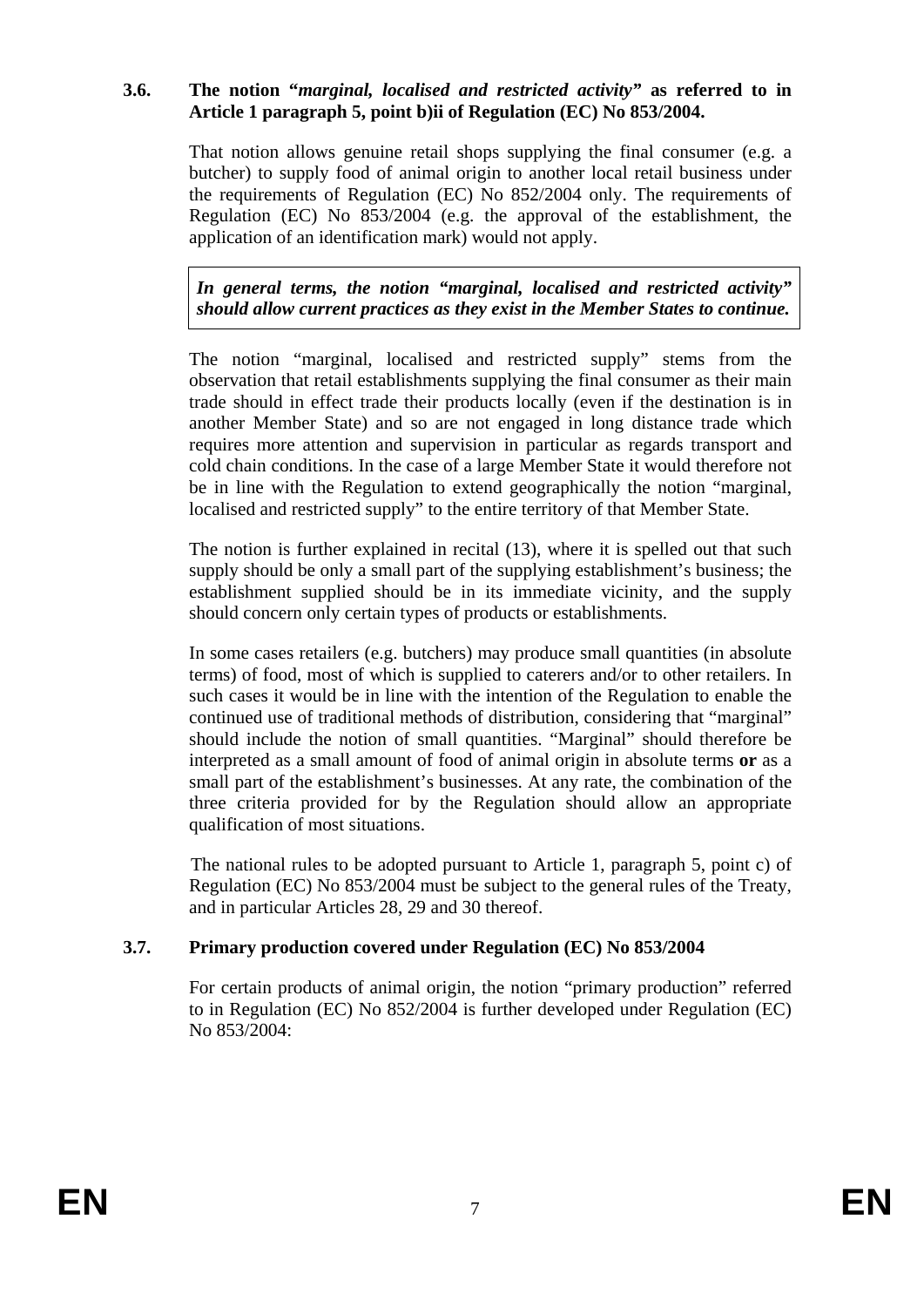### 3.6. The notion "*marginal, localised and restricted activity*" as referred to in Article 1 paragraph 5, point b)ii of Regulation (EC) No 853/2004.

That notion allows genuine retail shops supplying the final consumer (e.g. a butcher) to supply food of animal origin to another local retail business under the requirements of Regulation (EC) No 852/2004 only. The requirements of Regulation (EC) No 853/2004 (e.g. the approval of the establishment, the application of an identification mark) would not apply.

> ***In general terms, the notion "marginal, localised and restricted activity" should allow current practices as they exist in the Member States to continue.***

The notion "marginal, localised and restricted supply" stems from the observation that retail establishments supplying the final consumer as their main trade should in effect trade their products locally (even if the destination is in another Member State) and so are not engaged in long distance trade which requires more attention and supervision in particular as regards transport and cold chain conditions. In the case of a large Member State it would therefore not be in line with the Regulation to extend geographically the notion "marginal, localised and restricted supply" to the entire territory of that Member State.

The notion is further explained in recital (13), where it is spelled out that such supply should be only a small part of the supplying establishment's business; the establishment supplied should be in its immediate vicinity, and the supply should concern only certain types of products or establishments.

In some cases retailers (e.g. butchers) may produce small quantities (in absolute terms) of food, most of which is supplied to caterers and/or to other retailers. In such cases it would be in line with the intention of the Regulation to enable the continued use of traditional methods of distribution, considering that "marginal" should include the notion of small quantities. "Marginal" should therefore be interpreted as a small amount of food of animal origin in absolute terms **or** as a small part of the establishment's businesses. At any rate, the combination of the three criteria provided for by the Regulation should allow an appropriate qualification of most situations.

The national rules to be adopted pursuant to Article 1, paragraph 5, point c) of Regulation (EC) No 853/2004 must be subject to the general rules of the Treaty, and in particular Articles 28, 29 and 30 thereof.

### 3.7. Primary production covered under Regulation (EC) No 853/2004

For certain products of animal origin, the notion "primary production" referred to in Regulation (EC) No 852/2004 is further developed under Regulation (EC) No 853/2004: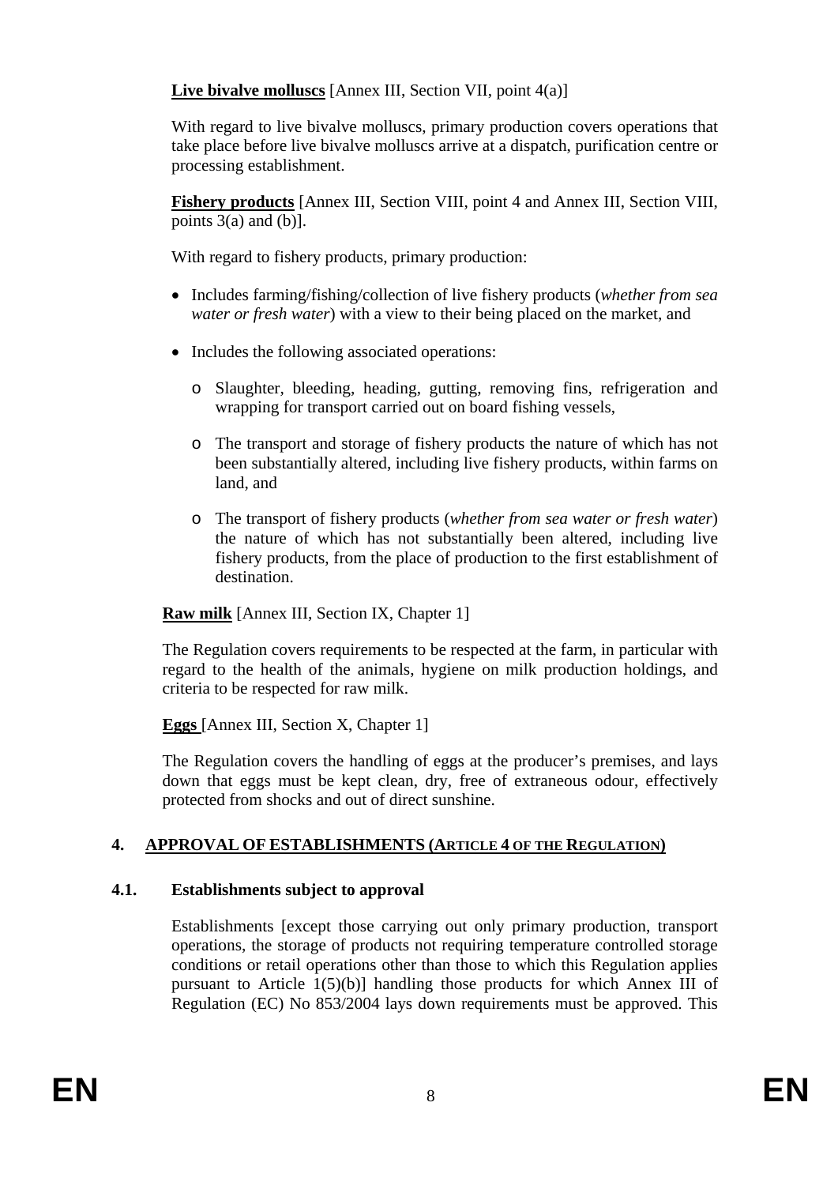**Live bivalve molluscs** [Annex III, Section VII, point 4(a)]

With regard to live bivalve molluscs, primary production covers operations that take place before live bivalve molluscs arrive at a dispatch, purification centre or processing establishment.

**Fishery products** [Annex III, Section VIII, point 4 and Annex III, Section VIII, points 3(a) and (b)].

With regard to fishery products, primary production:

- Includes farming/fishing/collection of live fishery products (*whether from sea water or fresh water*) with a view to their being placed on the market, and
- Includes the following associated operations:
  - Slaughter, bleeding, heading, gutting, removing fins, refrigeration and wrapping for transport carried out on board fishing vessels,
  - The transport and storage of fishery products the nature of which has not been substantially altered, including live fishery products, within farms on land, and
  - The transport of fishery products (*whether from sea water or fresh water*) the nature of which has not substantially been altered, including live fishery products, from the place of production to the first establishment of destination.

**Raw milk** [Annex III, Section IX, Chapter 1]

The Regulation covers requirements to be respected at the farm, in particular with regard to the health of the animals, hygiene on milk production holdings, and criteria to be respected for raw milk.

**Eggs** [Annex III, Section X, Chapter 1]

The Regulation covers the handling of eggs at the producer's premises, and lays down that eggs must be kept clean, dry, free of extraneous odour, effectively protected from shocks and out of direct sunshine.

## 4. APPROVAL OF ESTABLISHMENTS (ARTICLE 4 OF THE REGULATION)

### 4.1. Establishments subject to approval

Establishments [except those carrying out only primary production, transport operations, the storage of products not requiring temperature controlled storage conditions or retail operations other than those to which this Regulation applies pursuant to Article 1(5)(b)] handling those products for which Annex III of Regulation (EC) No 853/2004 lays down requirements must be approved. This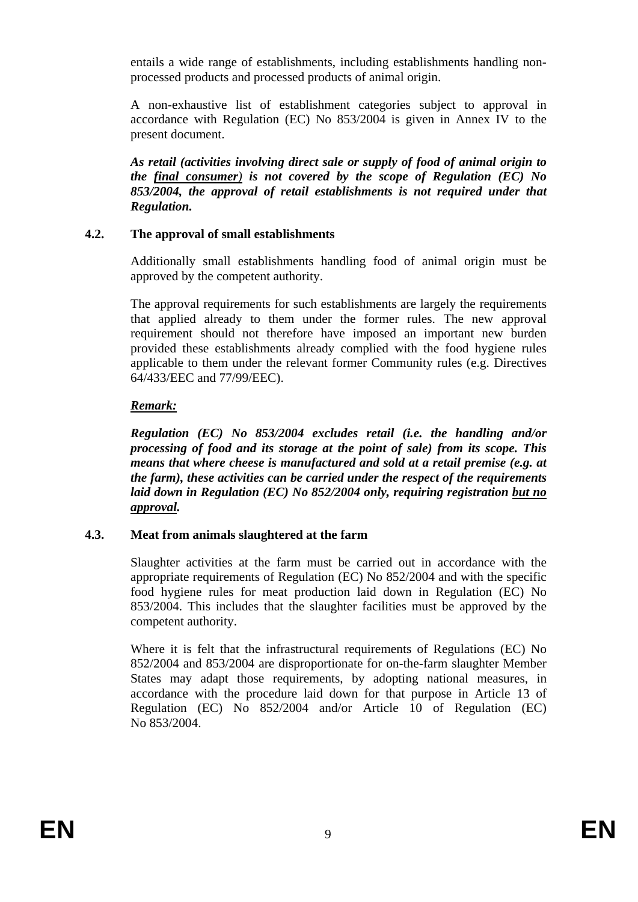entails a wide range of establishments, including establishments handling non-processed products and processed products of animal origin.

A non-exhaustive list of establishment categories subject to approval in accordance with Regulation (EC) No 853/2004 is given in Annex IV to the present document.

***As retail (activities involving direct sale or supply of food of animal origin to the <u>final consumer</u>) is not covered by the scope of Regulation (EC) No 853/2004, the approval of retail establishments is not required under that Regulation.***

### 4.2. The approval of small establishments

Additionally small establishments handling food of animal origin must be approved by the competent authority.

The approval requirements for such establishments are largely the requirements that applied already to them under the former rules. The new approval requirement should not therefore have imposed an important new burden provided these establishments already complied with the food hygiene rules applicable to them under the relevant former Community rules (e.g. Directives 64/433/EEC and 77/99/EEC).

***<u>Remark:</u>***

***Regulation (EC) No 853/2004 excludes retail (i.e. the handling and/or processing of food and its storage at the point of sale) from its scope. This means that where cheese is manufactured and sold at a retail premise (e.g. at the farm), these activities can be carried under the respect of the requirements laid down in Regulation (EC) No 852/2004 only, requiring registration <u>but no approval</u>.***

### 4.3. Meat from animals slaughtered at the farm

Slaughter activities at the farm must be carried out in accordance with the appropriate requirements of Regulation (EC) No 852/2004 and with the specific food hygiene rules for meat production laid down in Regulation (EC) No 853/2004. This includes that the slaughter facilities must be approved by the competent authority.

Where it is felt that the infrastructural requirements of Regulations (EC) No 852/2004 and 853/2004 are disproportionate for on-the-farm slaughter Member States may adapt those requirements, by adopting national measures, in accordance with the procedure laid down for that purpose in Article 13 of Regulation (EC) No 852/2004 and/or Article 10 of Regulation (EC) No 853/2004.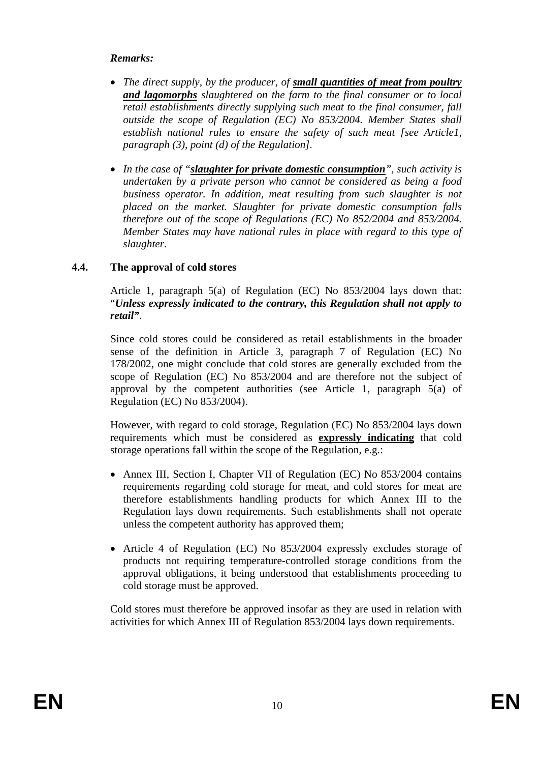*Remarks:*

- *The direct supply, by the producer, of **small quantities of meat from poultry and lagomorphs** slaughtered on the farm to the final consumer or to local retail establishments directly supplying such meat to the final consumer, fall outside the scope of Regulation (EC) No 853/2004. Member States shall establish national rules to ensure the safety of such meat [see Article1, paragraph (3), point (d) of the Regulation].*

- *In the case of "**slaughter for private domestic consumption**", such activity is undertaken by a private person who cannot be considered as being a food business operator. In addition, meat resulting from such slaughter is not placed on the market. Slaughter for private domestic consumption falls therefore out of the scope of Regulations (EC) No 852/2004 and 853/2004. Member States may have national rules in place with regard to this type of slaughter.*

### 4.4. The approval of cold stores

Article 1, paragraph 5(a) of Regulation (EC) No 853/2004 lays down that: "***Unless expressly indicated to the contrary, this Regulation shall not apply to retail***".

Since cold stores could be considered as retail establishments in the broader sense of the definition in Article 3, paragraph 7 of Regulation (EC) No 178/2002, one might conclude that cold stores are generally excluded from the scope of Regulation (EC) No 853/2004 and are therefore not the subject of approval by the competent authorities (see Article 1, paragraph 5(a) of Regulation (EC) No 853/2004).

However, with regard to cold storage, Regulation (EC) No 853/2004 lays down requirements which must be considered as **expressly indicating** that cold storage operations fall within the scope of the Regulation, e.g.:

- Annex III, Section I, Chapter VII of Regulation (EC) No 853/2004 contains requirements regarding cold storage for meat, and cold stores for meat are therefore establishments handling products for which Annex III to the Regulation lays down requirements. Such establishments shall not operate unless the competent authority has approved them;

- Article 4 of Regulation (EC) No 853/2004 expressly excludes storage of products not requiring temperature-controlled storage conditions from the approval obligations, it being understood that establishments proceeding to cold storage must be approved.

Cold stores must therefore be approved insofar as they are used in relation with activities for which Annex III of Regulation 853/2004 lays down requirements.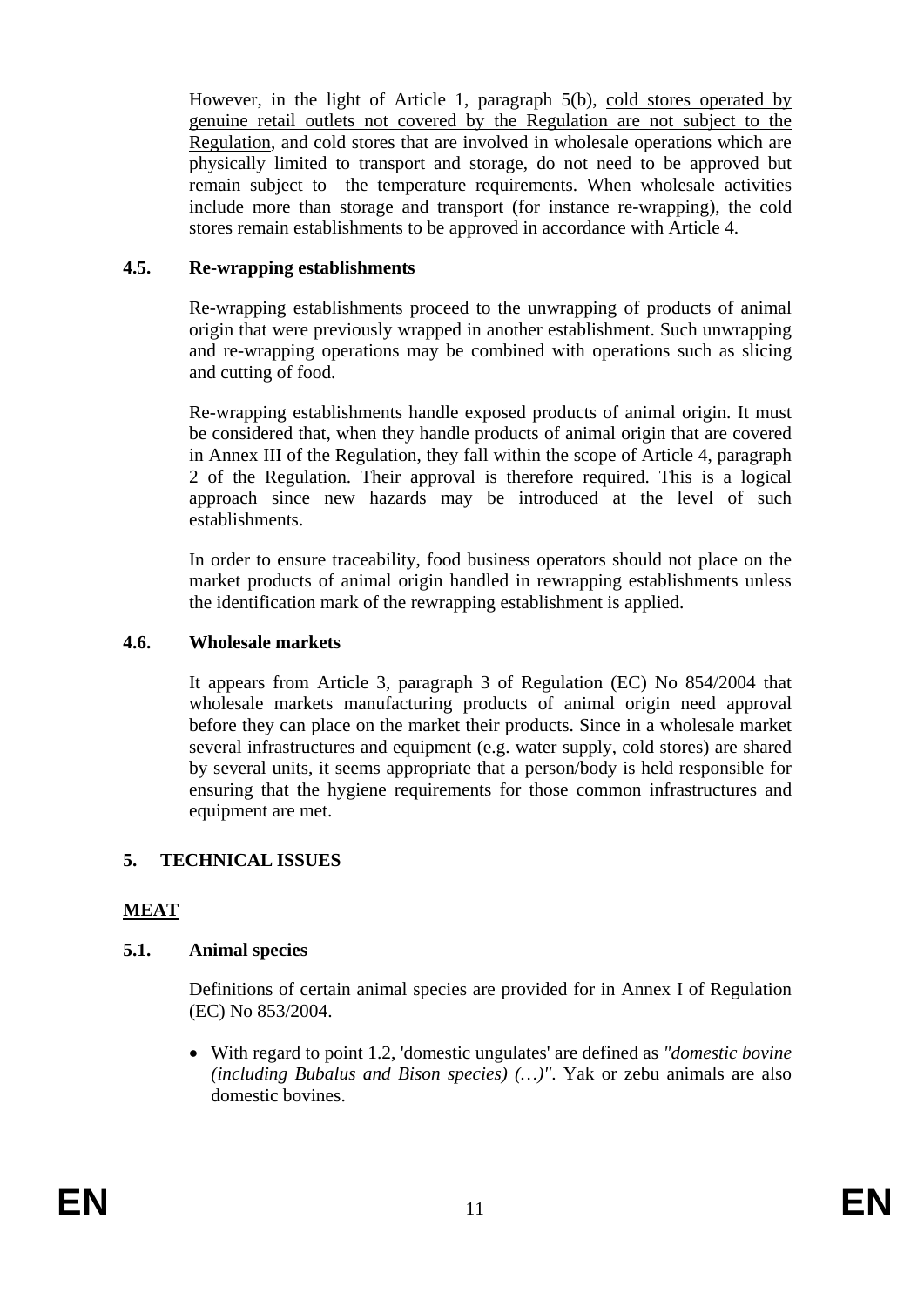However, in the light of Article 1, paragraph 5(b), <u>cold stores operated by genuine retail outlets not covered by the Regulation are not subject to the Regulation</u>, and cold stores that are involved in wholesale operations which are physically limited to transport and storage, do not need to be approved but remain subject to the temperature requirements. When wholesale activities include more than storage and transport (for instance re-wrapping), the cold stores remain establishments to be approved in accordance with Article 4.

### 4.5. Re-wrapping establishments

Re-wrapping establishments proceed to the unwrapping of products of animal origin that were previously wrapped in another establishment. Such unwrapping and re-wrapping operations may be combined with operations such as slicing and cutting of food.

Re-wrapping establishments handle exposed products of animal origin. It must be considered that, when they handle products of animal origin that are covered in Annex III of the Regulation, they fall within the scope of Article 4, paragraph 2 of the Regulation. Their approval is therefore required. This is a logical approach since new hazards may be introduced at the level of such establishments.

In order to ensure traceability, food business operators should not place on the market products of animal origin handled in rewrapping establishments unless the identification mark of the rewrapping establishment is applied.

### 4.6. Wholesale markets

It appears from Article 3, paragraph 3 of Regulation (EC) No 854/2004 that wholesale markets manufacturing products of animal origin need approval before they can place on the market their products. Since in a wholesale market several infrastructures and equipment (e.g. water supply, cold stores) are shared by several units, it seems appropriate that a person/body is held responsible for ensuring that the hygiene requirements for those common infrastructures and equipment are met.

## 5. TECHNICAL ISSUES

## <u>MEAT</u>

### 5.1. Animal species

Definitions of certain animal species are provided for in Annex I of Regulation (EC) No 853/2004.

- With regard to point 1.2, 'domestic ungulates' are defined as *"domestic bovine (including Bubalus and Bison species) (…)"*. Yak or zebu animals are also domestic bovines.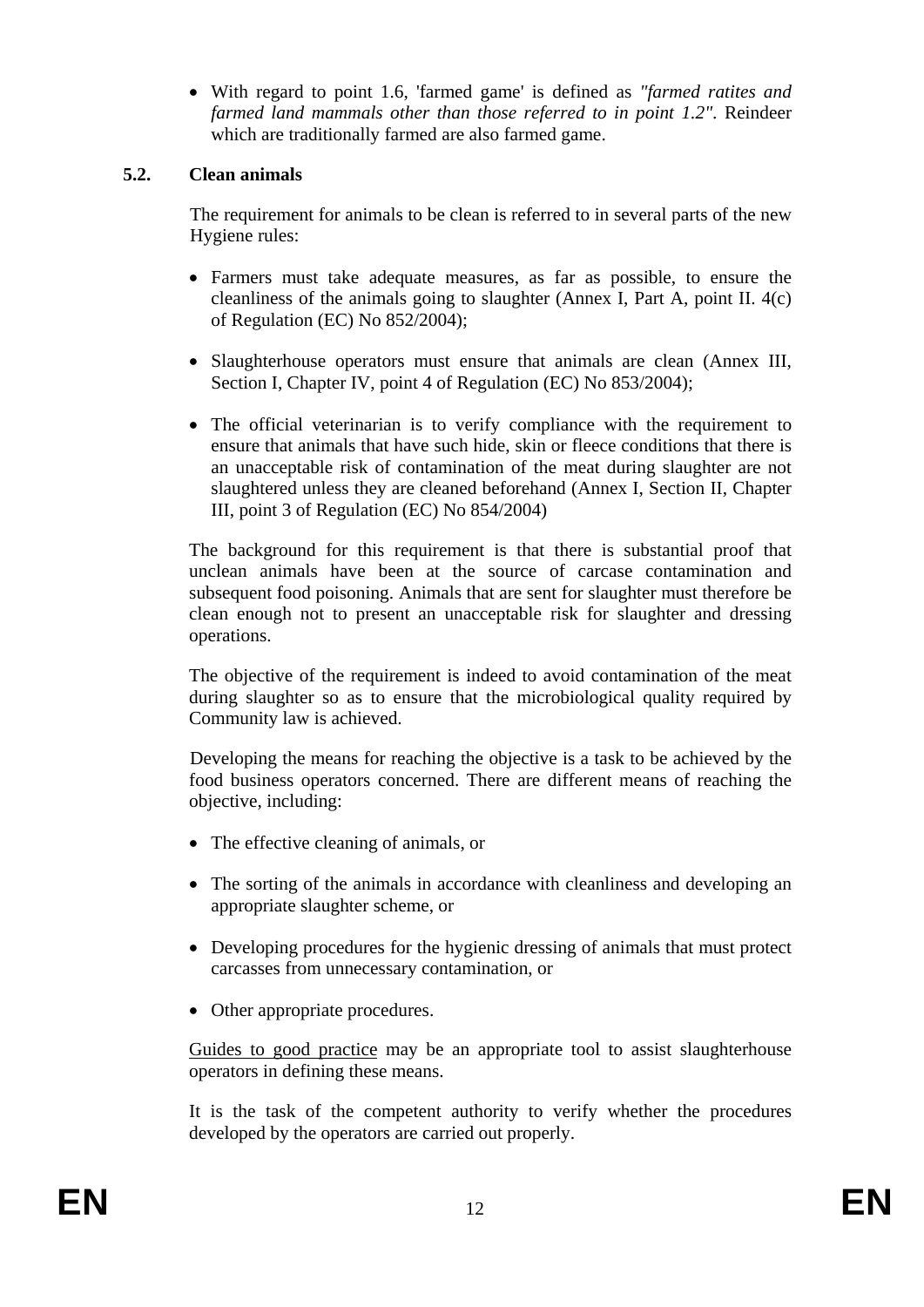- With regard to point 1.6, 'farmed game' is defined as *"farmed ratites and farmed land mammals other than those referred to in point 1.2"*. Reindeer which are traditionally farmed are also farmed game.

### 5.2. Clean animals

The requirement for animals to be clean is referred to in several parts of the new Hygiene rules:

- Farmers must take adequate measures, as far as possible, to ensure the cleanliness of the animals going to slaughter (Annex I, Part A, point II. 4(c) of Regulation (EC) No 852/2004);
- Slaughterhouse operators must ensure that animals are clean (Annex III, Section I, Chapter IV, point 4 of Regulation (EC) No 853/2004);
- The official veterinarian is to verify compliance with the requirement to ensure that animals that have such hide, skin or fleece conditions that there is an unacceptable risk of contamination of the meat during slaughter are not slaughtered unless they are cleaned beforehand (Annex I, Section II, Chapter III, point 3 of Regulation (EC) No 854/2004)

The background for this requirement is that there is substantial proof that unclean animals have been at the source of carcase contamination and subsequent food poisoning. Animals that are sent for slaughter must therefore be clean enough not to present an unacceptable risk for slaughter and dressing operations.

The objective of the requirement is indeed to avoid contamination of the meat during slaughter so as to ensure that the microbiological quality required by Community law is achieved.

Developing the means for reaching the objective is a task to be achieved by the food business operators concerned. There are different means of reaching the objective, including:

- The effective cleaning of animals, or
- The sorting of the animals in accordance with cleanliness and developing an appropriate slaughter scheme, or
- Developing procedures for the hygienic dressing of animals that must protect carcasses from unnecessary contamination, or
- Other appropriate procedures.

Guides to good practice may be an appropriate tool to assist slaughterhouse operators in defining these means.

It is the task of the competent authority to verify whether the procedures developed by the operators are carried out properly.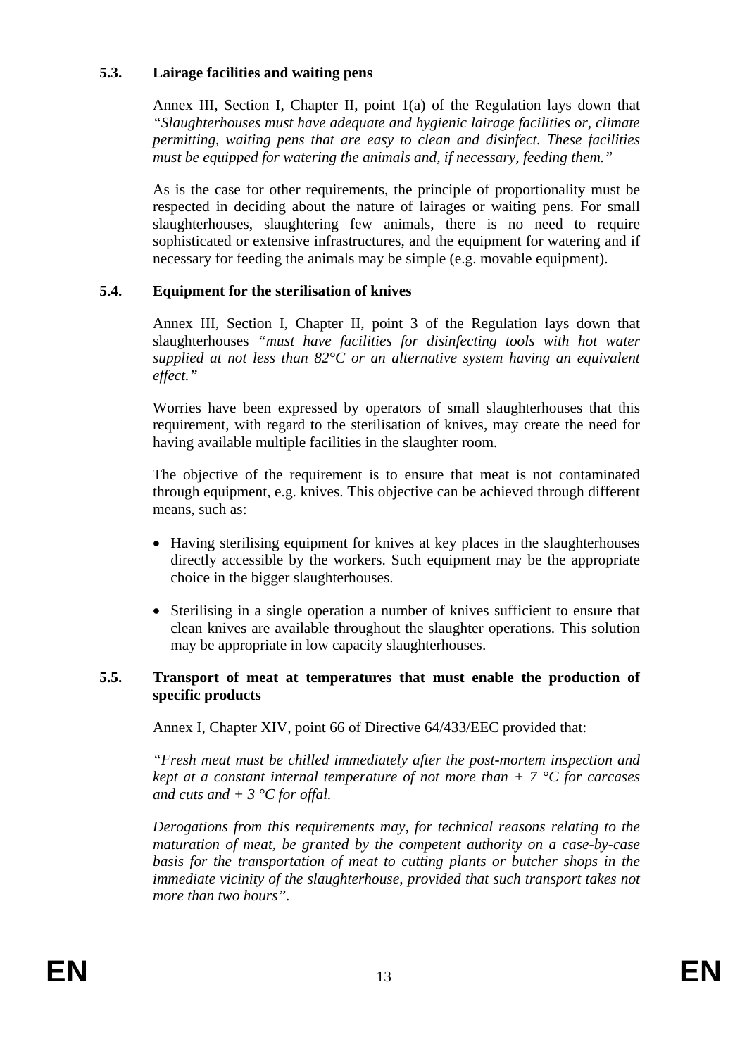### 5.3. Lairage facilities and waiting pens

Annex III, Section I, Chapter II, point 1(a) of the Regulation lays down that *"Slaughterhouses must have adequate and hygienic lairage facilities or, climate permitting, waiting pens that are easy to clean and disinfect. These facilities must be equipped for watering the animals and, if necessary, feeding them."*

As is the case for other requirements, the principle of proportionality must be respected in deciding about the nature of lairages or waiting pens. For small slaughterhouses, slaughtering few animals, there is no need to require sophisticated or extensive infrastructures, and the equipment for watering and if necessary for feeding the animals may be simple (e.g. movable equipment).

### 5.4. Equipment for the sterilisation of knives

Annex III, Section I, Chapter II, point 3 of the Regulation lays down that slaughterhouses *"must have facilities for disinfecting tools with hot water supplied at not less than 82°C or an alternative system having an equivalent effect."*

Worries have been expressed by operators of small slaughterhouses that this requirement, with regard to the sterilisation of knives, may create the need for having available multiple facilities in the slaughter room.

The objective of the requirement is to ensure that meat is not contaminated through equipment, e.g. knives. This objective can be achieved through different means, such as:

- Having sterilising equipment for knives at key places in the slaughterhouses directly accessible by the workers. Such equipment may be the appropriate choice in the bigger slaughterhouses.
- Sterilising in a single operation a number of knives sufficient to ensure that clean knives are available throughout the slaughter operations. This solution may be appropriate in low capacity slaughterhouses.

### 5.5. Transport of meat at temperatures that must enable the production of specific products

Annex I, Chapter XIV, point 66 of Directive 64/433/EEC provided that:

*"Fresh meat must be chilled immediately after the post-mortem inspection and kept at a constant internal temperature of not more than + 7 °C for carcases and cuts and + 3 °C for offal.*

*Derogations from this requirements may, for technical reasons relating to the maturation of meat, be granted by the competent authority on a case-by-case basis for the transportation of meat to cutting plants or butcher shops in the immediate vicinity of the slaughterhouse, provided that such transport takes not more than two hours".*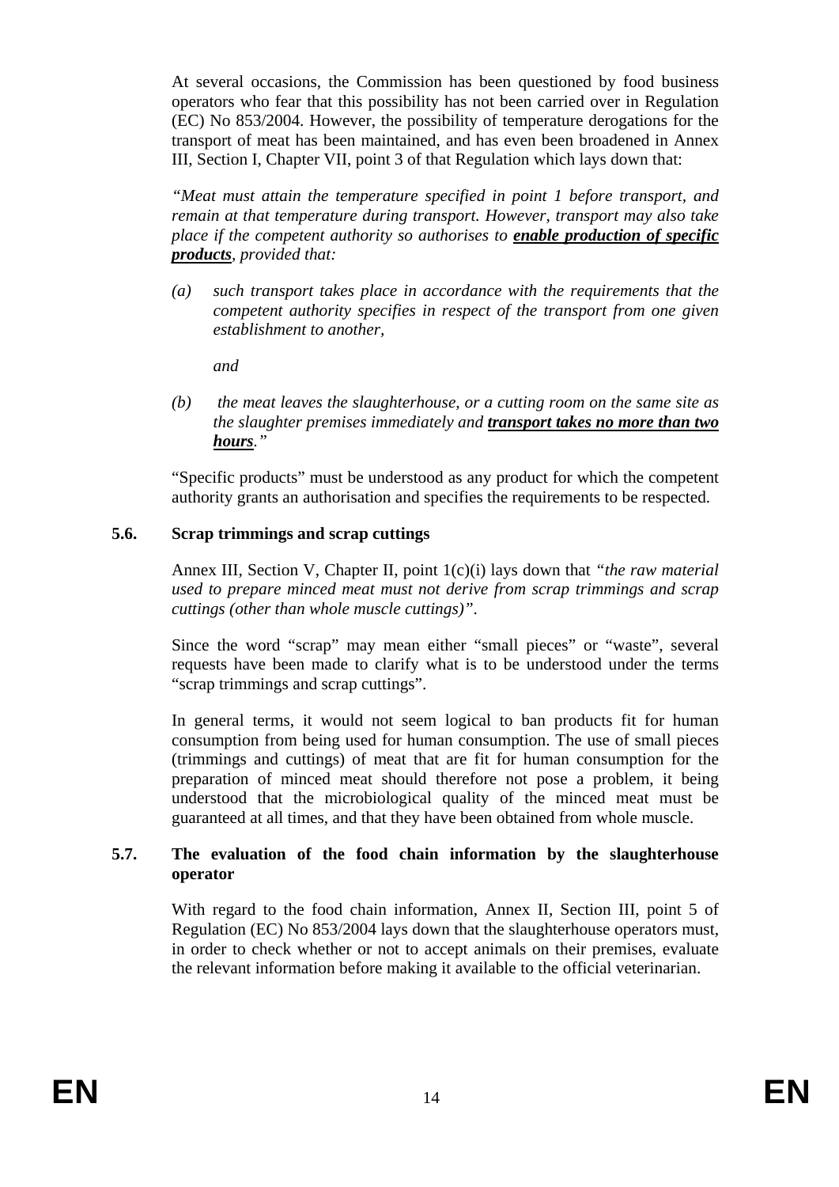At several occasions, the Commission has been questioned by food business operators who fear that this possibility has not been carried over in Regulation (EC) No 853/2004. However, the possibility of temperature derogations for the transport of meat has been maintained, and has even been broadened in Annex III, Section I, Chapter VII, point 3 of that Regulation which lays down that:

*"Meat must attain the temperature specified in point 1 before transport, and remain at that temperature during transport. However, transport may also take place if the competent authority so authorises to* ***enable production of specific products****, provided that:*

*(a) such transport takes place in accordance with the requirements that the competent authority specifies in respect of the transport from one given establishment to another,*

*and*

*(b) the meat leaves the slaughterhouse, or a cutting room on the same site as the slaughter premises immediately and* ***transport takes no more than two hours****."*

"Specific products" must be understood as any product for which the competent authority grants an authorisation and specifies the requirements to be respected.

### 5.6. Scrap trimmings and scrap cuttings

Annex III, Section V, Chapter II, point 1(c)(i) lays down that *"the raw material used to prepare minced meat must not derive from scrap trimmings and scrap cuttings (other than whole muscle cuttings)"*.

Since the word "scrap" may mean either "small pieces" or "waste", several requests have been made to clarify what is to be understood under the terms "scrap trimmings and scrap cuttings".

In general terms, it would not seem logical to ban products fit for human consumption from being used for human consumption. The use of small pieces (trimmings and cuttings) of meat that are fit for human consumption for the preparation of minced meat should therefore not pose a problem, it being understood that the microbiological quality of the minced meat must be guaranteed at all times, and that they have been obtained from whole muscle.

### 5.7. The evaluation of the food chain information by the slaughterhouse operator

With regard to the food chain information, Annex II, Section III, point 5 of Regulation (EC) No 853/2004 lays down that the slaughterhouse operators must, in order to check whether or not to accept animals on their premises, evaluate the relevant information before making it available to the official veterinarian.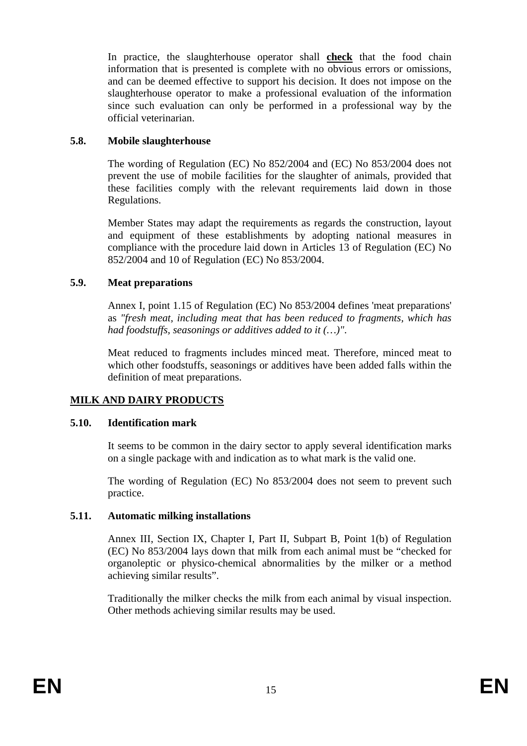In practice, the slaughterhouse operator shall **check** that the food chain information that is presented is complete with no obvious errors or omissions, and can be deemed effective to support his decision. It does not impose on the slaughterhouse operator to make a professional evaluation of the information since such evaluation can only be performed in a professional way by the official veterinarian.

### 5.8. Mobile slaughterhouse

The wording of Regulation (EC) No 852/2004 and (EC) No 853/2004 does not prevent the use of mobile facilities for the slaughter of animals, provided that these facilities comply with the relevant requirements laid down in those Regulations.

Member States may adapt the requirements as regards the construction, layout and equipment of these establishments by adopting national measures in compliance with the procedure laid down in Articles 13 of Regulation (EC) No 852/2004 and 10 of Regulation (EC) No 853/2004.

### 5.9. Meat preparations

Annex I, point 1.15 of Regulation (EC) No 853/2004 defines 'meat preparations' as *"fresh meat, including meat that has been reduced to fragments, which has had foodstuffs, seasonings or additives added to it (…)".*

Meat reduced to fragments includes minced meat. Therefore, minced meat to which other foodstuffs, seasonings or additives have been added falls within the definition of meat preparations.

## MILK AND DAIRY PRODUCTS

### 5.10. Identification mark

It seems to be common in the dairy sector to apply several identification marks on a single package with and indication as to what mark is the valid one.

The wording of Regulation (EC) No 853/2004 does not seem to prevent such practice.

### 5.11. Automatic milking installations

Annex III, Section IX, Chapter I, Part II, Subpart B, Point 1(b) of Regulation (EC) No 853/2004 lays down that milk from each animal must be "checked for organoleptic or physico-chemical abnormalities by the milker or a method achieving similar results".

Traditionally the milker checks the milk from each animal by visual inspection. Other methods achieving similar results may be used.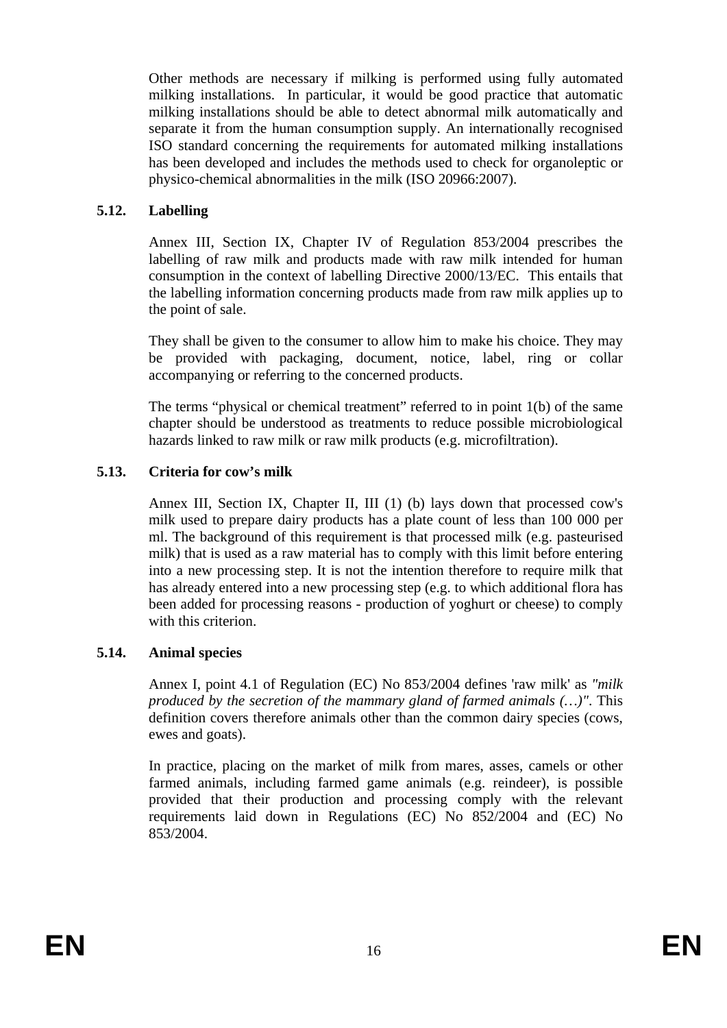Other methods are necessary if milking is performed using fully automated milking installations. In particular, it would be good practice that automatic milking installations should be able to detect abnormal milk automatically and separate it from the human consumption supply. An internationally recognised ISO standard concerning the requirements for automated milking installations has been developed and includes the methods used to check for organoleptic or physico-chemical abnormalities in the milk (ISO 20966:2007).

### 5.12. Labelling

Annex III, Section IX, Chapter IV of Regulation 853/2004 prescribes the labelling of raw milk and products made with raw milk intended for human consumption in the context of labelling Directive 2000/13/EC. This entails that the labelling information concerning products made from raw milk applies up to the point of sale.

They shall be given to the consumer to allow him to make his choice. They may be provided with packaging, document, notice, label, ring or collar accompanying or referring to the concerned products.

The terms "physical or chemical treatment" referred to in point 1(b) of the same chapter should be understood as treatments to reduce possible microbiological hazards linked to raw milk or raw milk products (e.g. microfiltration).

### 5.13. Criteria for cow's milk

Annex III, Section IX, Chapter II, III (1) (b) lays down that processed cow's milk used to prepare dairy products has a plate count of less than 100 000 per ml. The background of this requirement is that processed milk (e.g. pasteurised milk) that is used as a raw material has to comply with this limit before entering into a new processing step. It is not the intention therefore to require milk that has already entered into a new processing step (e.g. to which additional flora has been added for processing reasons - production of yoghurt or cheese) to comply with this criterion.

### 5.14. Animal species

Annex I, point 4.1 of Regulation (EC) No 853/2004 defines 'raw milk' as *"milk produced by the secretion of the mammary gland of farmed animals (…)"*. This definition covers therefore animals other than the common dairy species (cows, ewes and goats).

In practice, placing on the market of milk from mares, asses, camels or other farmed animals, including farmed game animals (e.g. reindeer), is possible provided that their production and processing comply with the relevant requirements laid down in Regulations (EC) No 852/2004 and (EC) No 853/2004.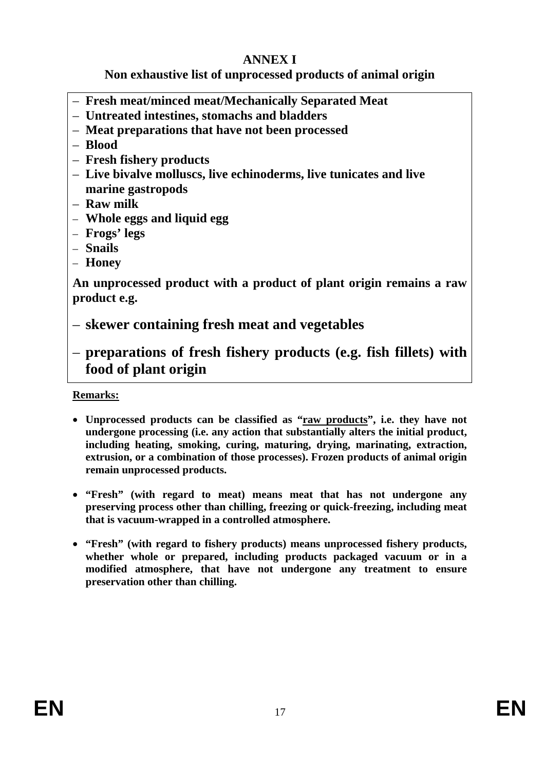# ANNEX I

## Non exhaustive list of unprocessed products of animal origin

- **Fresh meat/minced meat/Mechanically Separated Meat**
- **Untreated intestines, stomachs and bladders**
- **Meat preparations that have not been processed**
- **Blood**
- **Fresh fishery products**
- **Live bivalve molluscs, live echinoderms, live tunicates and live marine gastropods**
- **Raw milk**
- **Whole eggs and liquid egg**
- **Frogs' legs**
- **Snails**
- **Honey**

**An unprocessed product with a product of plant origin remains a raw product e.g.**

- **skewer containing fresh meat and vegetables**
- **preparations of fresh fishery products (e.g. fish fillets) with food of plant origin**

**Remarks:**

- **Unprocessed products can be classified as "<u>raw products</u>", i.e. they have not undergone processing (i.e. any action that substantially alters the initial product, including heating, smoking, curing, maturing, drying, marinating, extraction, extrusion, or a combination of those processes). Frozen products of animal origin remain unprocessed products.**
- **"Fresh" (with regard to meat) means meat that has not undergone any preserving process other than chilling, freezing or quick-freezing, including meat that is vacuum-wrapped in a controlled atmosphere.**
- **"Fresh" (with regard to fishery products) means unprocessed fishery products, whether whole or prepared, including products packaged vacuum or in a modified atmosphere, that have not undergone any treatment to ensure preservation other than chilling.**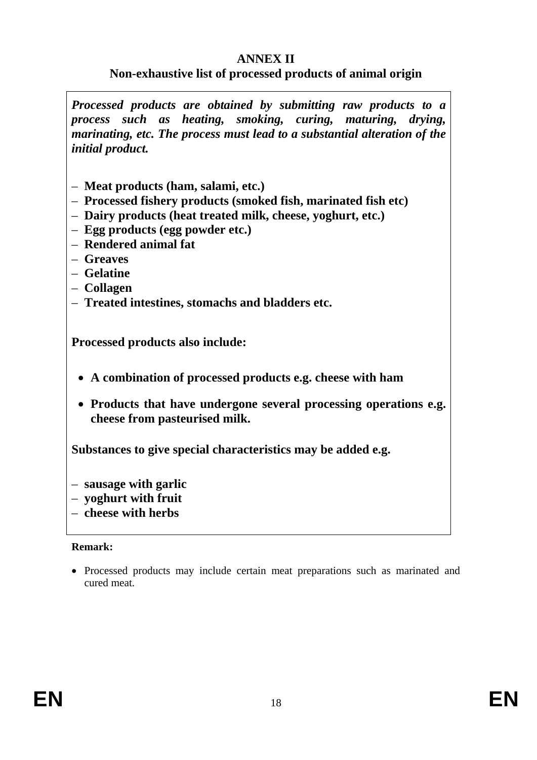# ANNEX II

## Non-exhaustive list of processed products of animal origin

***Processed products are obtained by submitting raw products to a process such as heating, smoking, curing, maturing, drying, marinating, etc. The process must lead to a substantial alteration of the initial product.***

- **Meat products (ham, salami, etc.)**
- **Processed fishery products (smoked fish, marinated fish etc)**
- **Dairy products (heat treated milk, cheese, yoghurt, etc.)**
- **Egg products (egg powder etc.)**
- **Rendered animal fat**
- **Greaves**
- **Gelatine**
- **Collagen**
- **Treated intestines, stomachs and bladders etc.**

**Processed products also include:**

- **A combination of processed products e.g. cheese with ham**
- **Products that have undergone several processing operations e.g. cheese from pasteurised milk.**

**Substances to give special characteristics may be added e.g.**

- **sausage with garlic**
- **yoghurt with fruit**
- **cheese with herbs**

**Remark:**

- Processed products may include certain meat preparations such as marinated and cured meat.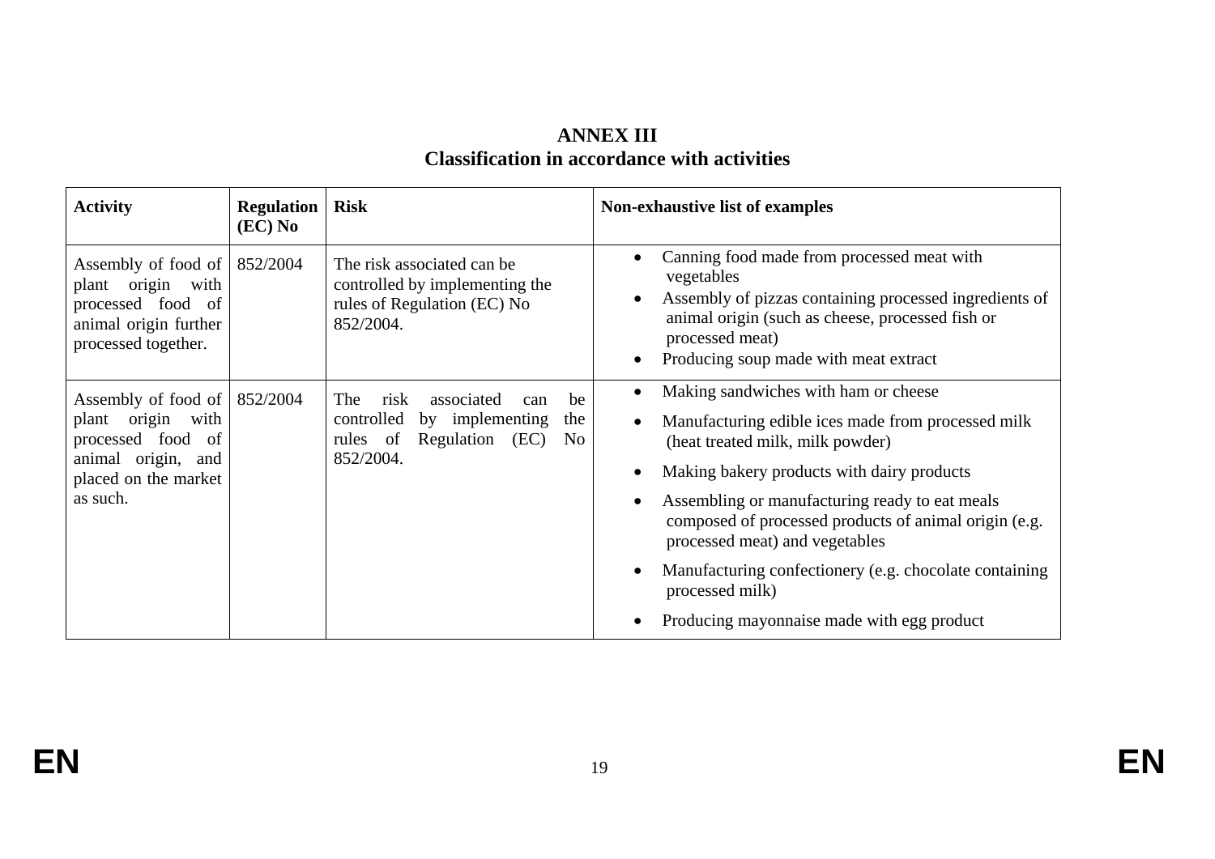# ANNEX III

## Classification in accordance with activities

| Activity | Regulation (EC) No | Risk | Non-exhaustive list of examples |
|---|---|---|---|
| Assembly of food of plant origin with processed food of animal origin further processed together. | 852/2004 | The risk associated can be controlled by implementing the rules of Regulation (EC) No 852/2004. | • Canning food made from processed meat with vegetables<br>• Assembly of pizzas containing processed ingredients of animal origin (such as cheese, processed fish or processed meat)<br>• Producing soup made with meat extract |
| Assembly of food of plant origin with processed food of animal origin, and placed on the market as such. | 852/2004 | The risk associated can be controlled by implementing the rules of Regulation (EC) No 852/2004. | • Making sandwiches with ham or cheese<br>• Manufacturing edible ices made from processed milk (heat treated milk, milk powder)<br>• Making bakery products with dairy products<br>• Assembling or manufacturing ready to eat meals composed of processed products of animal origin (e.g. processed meat) and vegetables<br>• Manufacturing confectionery (e.g. chocolate containing processed milk)<br>• Producing mayonnaise made with egg product |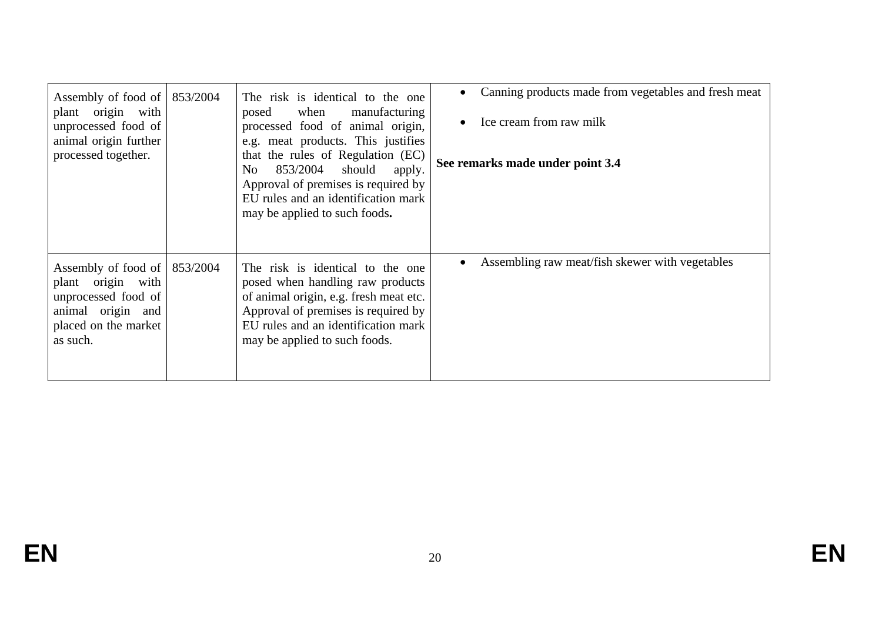| | | | |
|---|---|---|---|
| Assembly of food of plant origin with unprocessed food of animal origin further processed together. | 853/2004 | The risk is identical to the one posed when manufacturing processed food of animal origin, e.g. meat products. This justifies that the rules of Regulation (EC) No 853/2004 should apply. Approval of premises is required by EU rules and an identification mark may be applied to such foods**.** | • Canning products made from vegetables and fresh meat<br>• Ice cream from raw milk<br><br>**See remarks made under point 3.4** |
| Assembly of food of plant origin with unprocessed food of animal origin and placed on the market as such. | 853/2004 | The risk is identical to the one posed when handling raw products of animal origin, e.g. fresh meat etc. Approval of premises is required by EU rules and an identification mark may be applied to such foods. | • Assembling raw meat/fish skewer with vegetables |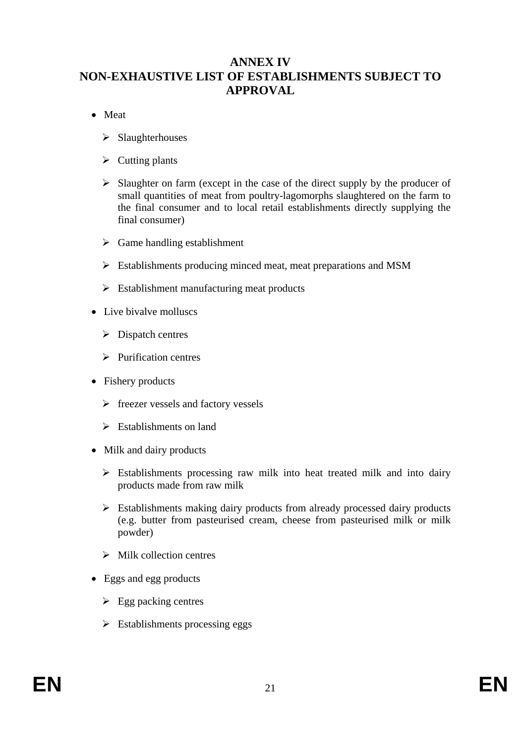# ANNEX IV
# NON-EXHAUSTIVE LIST OF ESTABLISHMENTS SUBJECT TO APPROVAL

- Meat
  - Slaughterhouses
  - Cutting plants
  - Slaughter on farm (except in the case of the direct supply by the producer of small quantities of meat from poultry-lagomorphs slaughtered on the farm to the final consumer and to local retail establishments directly supplying the final consumer)
  - Game handling establishment
  - Establishments producing minced meat, meat preparations and MSM
  - Establishment manufacturing meat products
- Live bivalve molluscs
  - Dispatch centres
  - Purification centres
- Fishery products
  - freezer vessels and factory vessels
  - Establishments on land
- Milk and dairy products
  - Establishments processing raw milk into heat treated milk and into dairy products made from raw milk
  - Establishments making dairy products from already processed dairy products (e.g. butter from pasteurised cream, cheese from pasteurised milk or milk powder)
  - Milk collection centres
- Eggs and egg products
  - Egg packing centres
  - Establishments processing eggs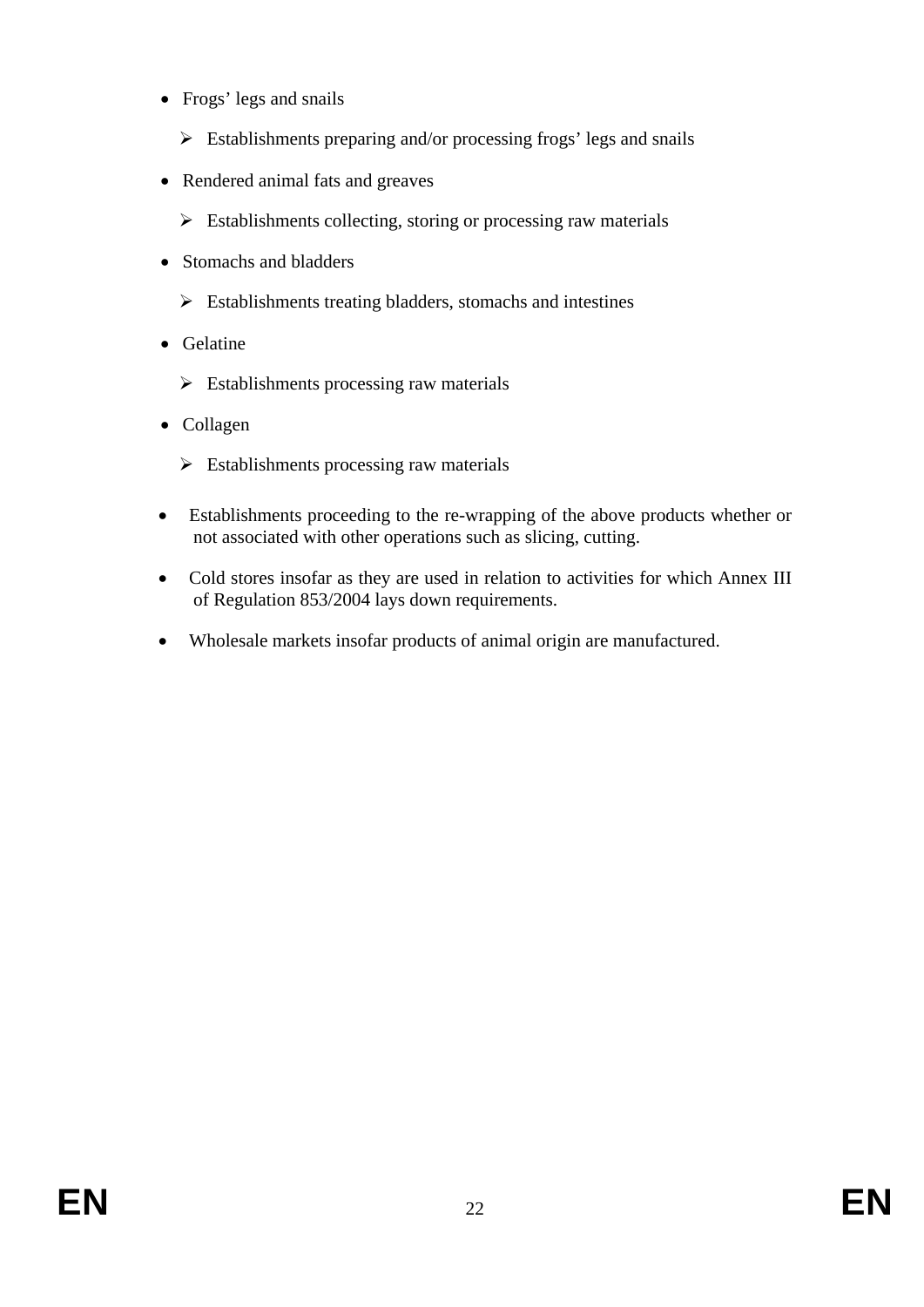- Frogs' legs and snails
  - Establishments preparing and/or processing frogs' legs and snails
- Rendered animal fats and greaves
  - Establishments collecting, storing or processing raw materials
- Stomachs and bladders
  - Establishments treating bladders, stomachs and intestines
- Gelatine
  - Establishments processing raw materials
- Collagen
  - Establishments processing raw materials

- Establishments proceeding to the re-wrapping of the above products whether or not associated with other operations such as slicing, cutting.
- Cold stores insofar as they are used in relation to activities for which Annex III of Regulation 853/2004 lays down requirements.
- Wholesale markets insofar products of animal origin are manufactured.